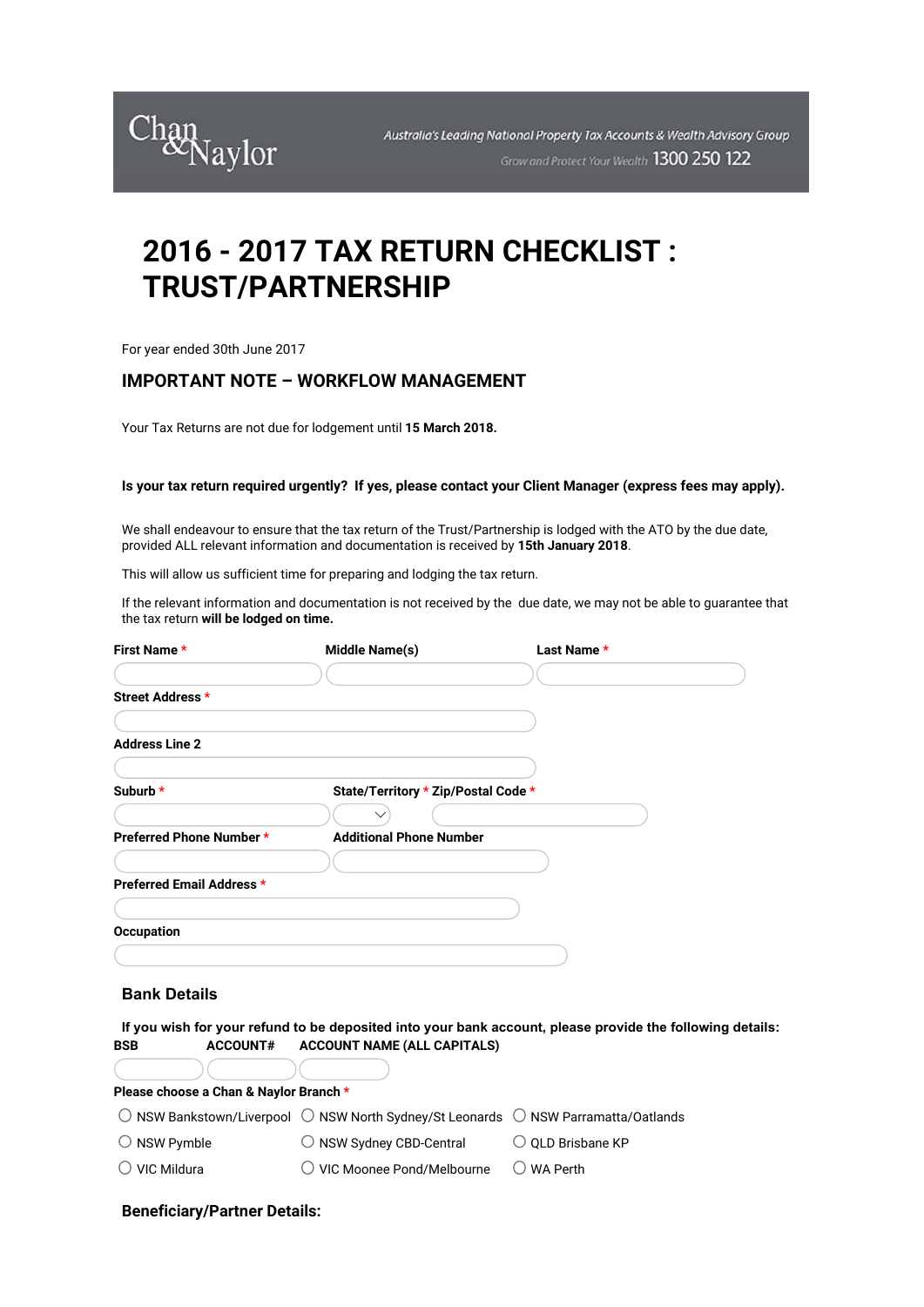Chan & Naylor

Australia's Leading National Property Tax Accounts & Wealth Advisory Group

Grow and Protect Your Wealth 1300 250 122

# 2016 - 2017 TAX RETURN CHECKLIST : TRUST/PARTNERSHIP

For year ended 30th June 2017

## IMPORTANT NOTE – WORKFLOW MANAGEMENT

Your Tax Returns are not due for lodgement until **15 March 2018.**

**Is your tax return required urgently? If yes, please contact your Client Manager (express fees may apply).**

We shall endeavour to ensure that the tax return of the Trust/Partnership is lodged with the ATO by the due date, provided ALL relevant information and documentation is received by **15th January 2018**.

This will allow us sufficient time for preparing and lodging the tax return.

If the relevant information and documentation is not received by the due date, we may not be able to guarantee that the tax return **will be lodged on time.**

**First Name** * **Middle Name(s)** **Last Name** *

**Street Address** *

**Address Line 2**

**Suburb** * **State/Territory** * **Zip/Postal Code** *

**Preferred Phone Number** * **Additional Phone Number**

**Preferred Email Address** *

**Occupation**

### Bank Details

**If you wish for your refund to be deposited into your bank account, please provide the following details:**

**BSB** **ACCOUNT#** **ACCOUNT NAME (ALL CAPITALS)**

**Please choose a Chan & Naylor Branch** *

- ○ NSW Bankstown/Liverpool
- ○ NSW North Sydney/St Leonards
- ○ NSW Parramatta/Oatlands
- ○ NSW Pymble
- ○ NSW Sydney CBD-Central
- ○ QLD Brisbane KP
- ○ VIC Mildura
- ○ VIC Moonee Pond/Melbourne
- ○ WA Perth

### Beneficiary/Partner Details: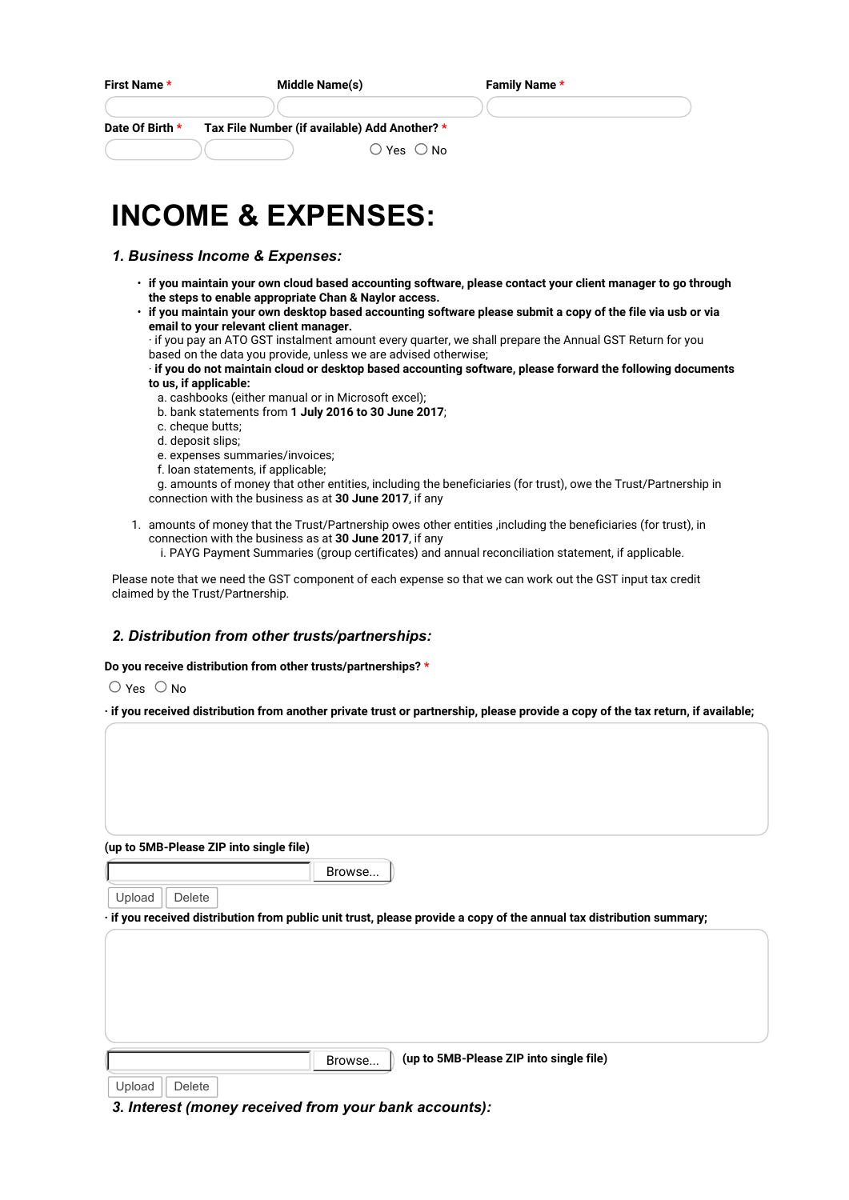**First Name** * **Middle Name(s)** **Family Name** *

**Date Of Birth** * **Tax File Number (if available) Add Another?** *

○ Yes ○ No

# INCOME & EXPENSES:

### *1. Business Income & Expenses:*

- **if you maintain your own cloud based accounting software, please contact your client manager to go through the steps to enable appropriate Chan & Naylor access.**
- **if you maintain your own desktop based accounting software please submit a copy of the file via usb or via email to your relevant client manager.**
  · if you pay an ATO GST instalment amount every quarter, we shall prepare the Annual GST Return for you based on the data you provide, unless we are advised otherwise;
  · **if you do not maintain cloud or desktop based accounting software, please forward the following documents to us, if applicable:**
  a. cashbooks (either manual or in Microsoft excel);
  b. bank statements from **1 July 2016 to 30 June 2017**;
  c. cheque butts;
  d. deposit slips;
  e. expenses summaries/invoices;
  f. loan statements, if applicable;
  g. amounts of money that other entities, including the beneficiaries (for trust), owe the Trust/Partnership in connection with the business as at **30 June 2017**, if any

1. amounts of money that the Trust/Partnership owes other entities ,including the beneficiaries (for trust), in connection with the business as at **30 June 2017**, if any
   i. PAYG Payment Summaries (group certificates) and annual reconciliation statement, if applicable.

Please note that we need the GST component of each expense so that we can work out the GST input tax credit claimed by the Trust/Partnership.

### *2. Distribution from other trusts/partnerships:*

**Do you receive distribution from other trusts/partnerships?** *

○ Yes ○ No

**· if you received distribution from another private trust or partnership, please provide a copy of the tax return, if available;**

**(up to 5MB-Please ZIP into single file)**

Browse... Upload Delete

**· if you received distribution from public unit trust, please provide a copy of the annual tax distribution summary;**

Browse... **(up to 5MB-Please ZIP into single file)**

Upload Delete

### *3. Interest (money received from your bank accounts):*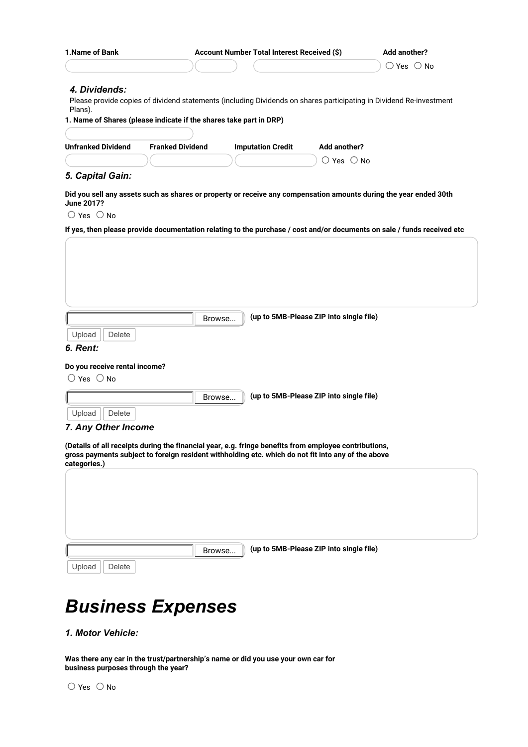| 1.Name of Bank | Account Number | Total Interest Received ($) | Add another? |
| --- | --- | --- | --- |
| | | | ○ Yes ○ No |

### *4. Dividends:*

Please provide copies of dividend statements (including Dividends on shares participating in Dividend Re-investment Plans).

**1. Name of Shares (please indicate if the shares take part in DRP)**

| Unfranked Dividend | Franked Dividend | Imputation Credit | Add another? |
| --- | --- | --- | --- |
| | | | ○ Yes ○ No |

### *5. Capital Gain:*

**Did you sell any assets such as shares or property or receive any compensation amounts during the year ended 30th June 2017?**

○ Yes ○ No

**If yes, then please provide documentation relating to the purchase / cost and/or documents on sale / funds received etc**

Browse... **(up to 5MB-Please ZIP into single file)**

Upload Delete

### *6. Rent:*

**Do you receive rental income?**

○ Yes ○ No

Browse... **(up to 5MB-Please ZIP into single file)**

Upload Delete

### *7. Any Other Income*

**(Details of all receipts during the financial year, e.g. fringe benefits from employee contributions, gross payments subject to foreign resident withholding etc. which do not fit into any of the above categories.)**

Browse... **(up to 5MB-Please ZIP into single file)**

Upload Delete

# *Business Expenses*

### *1. Motor Vehicle:*

**Was there any car in the trust/partnership's name or did you use your own car for business purposes through the year?**

○ Yes ○ No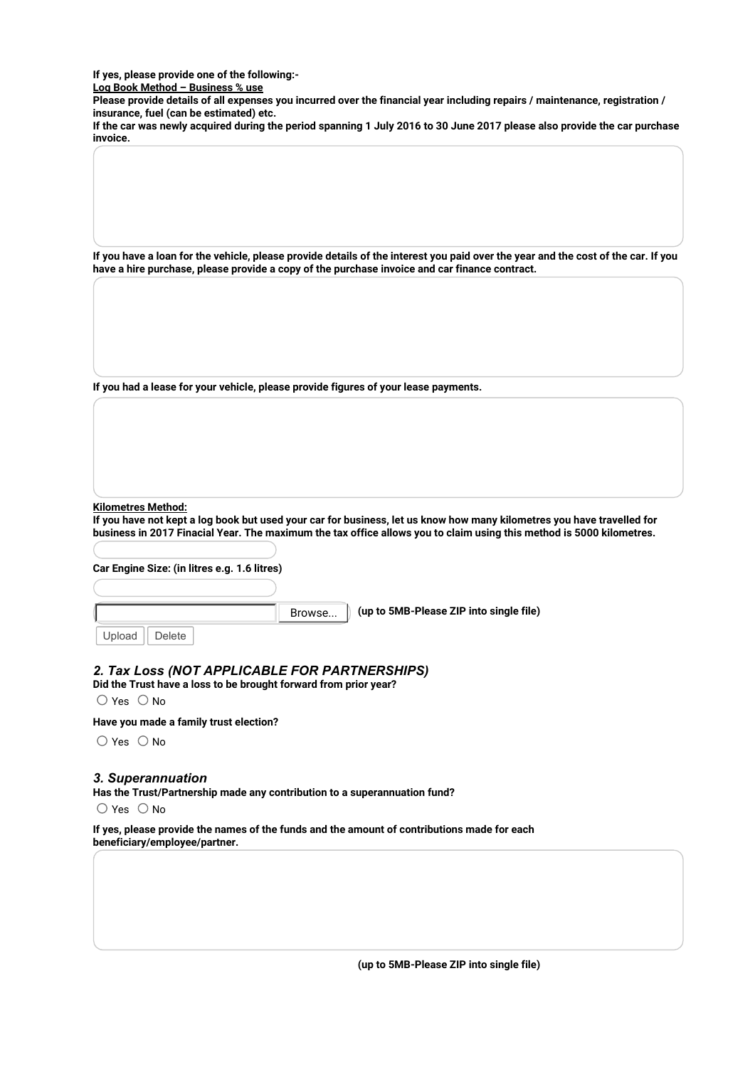**If yes, please provide one of the following:-**

**Log Book Method – Business % use**

**Please provide details of all expenses you incurred over the financial year including repairs / maintenance, registration / insurance, fuel (can be estimated) etc.**

**If the car was newly acquired during the period spanning 1 July 2016 to 30 June 2017 please also provide the car purchase invoice.**

**If you have a loan for the vehicle, please provide details of the interest you paid over the year and the cost of the car. If you have a hire purchase, please provide a copy of the purchase invoice and car finance contract.**

**If you had a lease for your vehicle, please provide figures of your lease payments.**

**Kilometres Method:**

**If you have not kept a log book but used your car for business, let us know how many kilometres you have travelled for business in 2017 Finacial Year. The maximum the tax office allows you to claim using this method is 5000 kilometres.**

**Car Engine Size: (in litres e.g. 1.6 litres)**

Browse... **(up to 5MB-Please ZIP into single file)**

Upload Delete

## *2. Tax Loss (NOT APPLICABLE FOR PARTNERSHIPS)*

**Did the Trust have a loss to be brought forward from prior year?**

○ Yes ○ No

**Have you made a family trust election?**

○ Yes ○ No

## *3. Superannuation*

**Has the Trust/Partnership made any contribution to a superannuation fund?**

○ Yes ○ No

**If yes, please provide the names of the funds and the amount of contributions made for each beneficiary/employee/partner.**

**(up to 5MB-Please ZIP into single file)**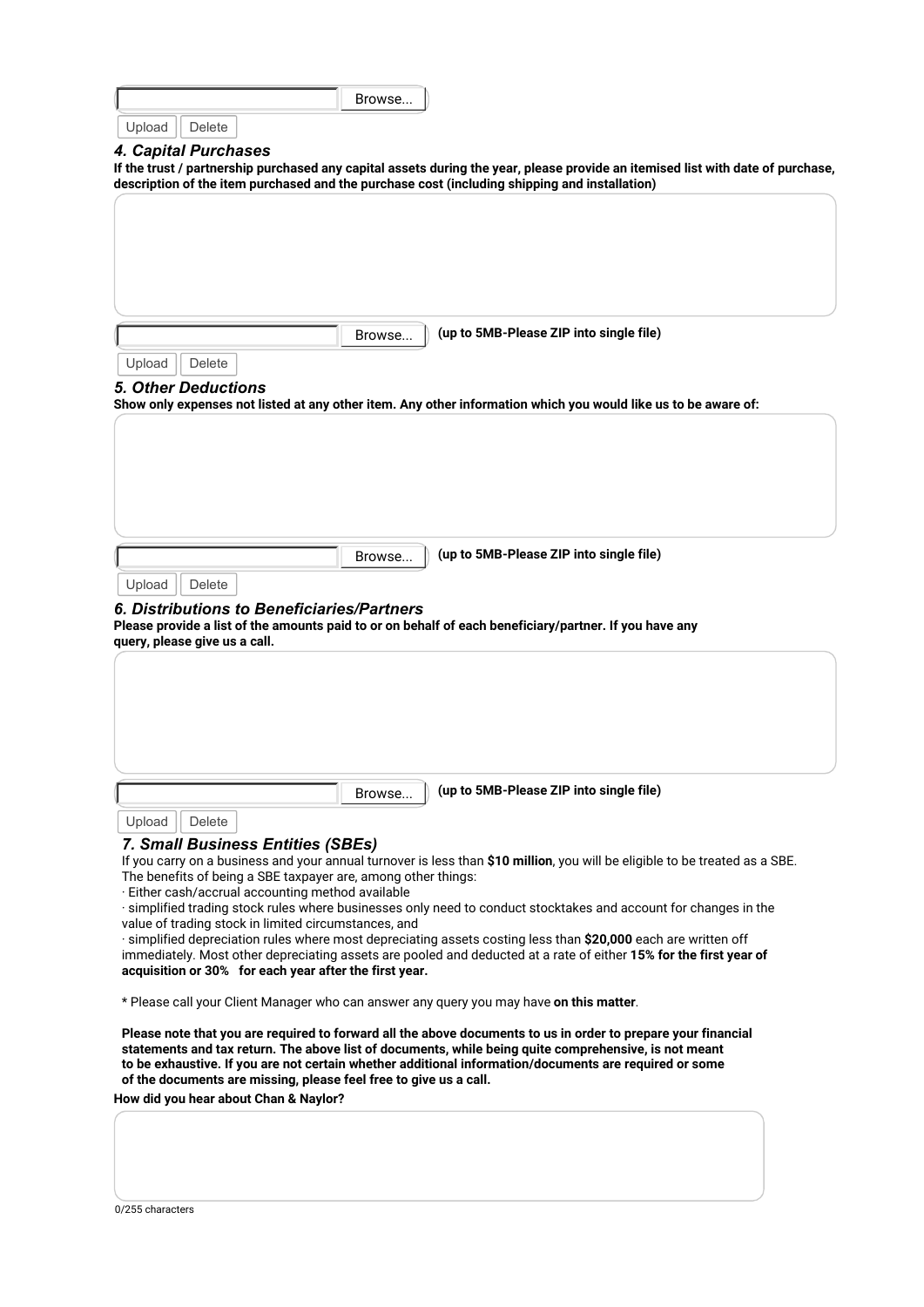Browse...

Upload Delete

### 4. Capital Purchases

**If the trust / partnership purchased any capital assets during the year, please provide an itemised list with date of purchase, description of the item purchased and the purchase cost (including shipping and installation)**

Browse... **(up to 5MB-Please ZIP into single file)**

Upload Delete

### 5. Other Deductions

**Show only expenses not listed at any other item. Any other information which you would like us to be aware of:**

Browse... **(up to 5MB-Please ZIP into single file)**

Upload Delete

### 6. Distributions to Beneficiaries/Partners

**Please provide a list of the amounts paid to or on behalf of each beneficiary/partner. If you have any query, please give us a call.**

Browse... **(up to 5MB-Please ZIP into single file)**

Upload Delete

### 7. Small Business Entities (SBEs)

If you carry on a business and your annual turnover is less than **$10 million**, you will be eligible to be treated as a SBE. The benefits of being a SBE taxpayer are, among other things:

· Either cash/accrual accounting method available

· simplified trading stock rules where businesses only need to conduct stocktakes and account for changes in the value of trading stock in limited circumstances, and

· simplified depreciation rules where most depreciating assets costing less than **$20,000** each are written off immediately. Most other depreciating assets are pooled and deducted at a rate of either **15% for the first year of acquisition or 30% for each year after the first year.**

* Please call your Client Manager who can answer any query you may have **on this matter**.

**Please note that you are required to forward all the above documents to us in order to prepare your financial statements and tax return. The above list of documents, while being quite comprehensive, is not meant to be exhaustive. If you are not certain whether additional information/documents are required or some of the documents are missing, please feel free to give us a call.**

**How did you hear about Chan & Naylor?**

0/255 characters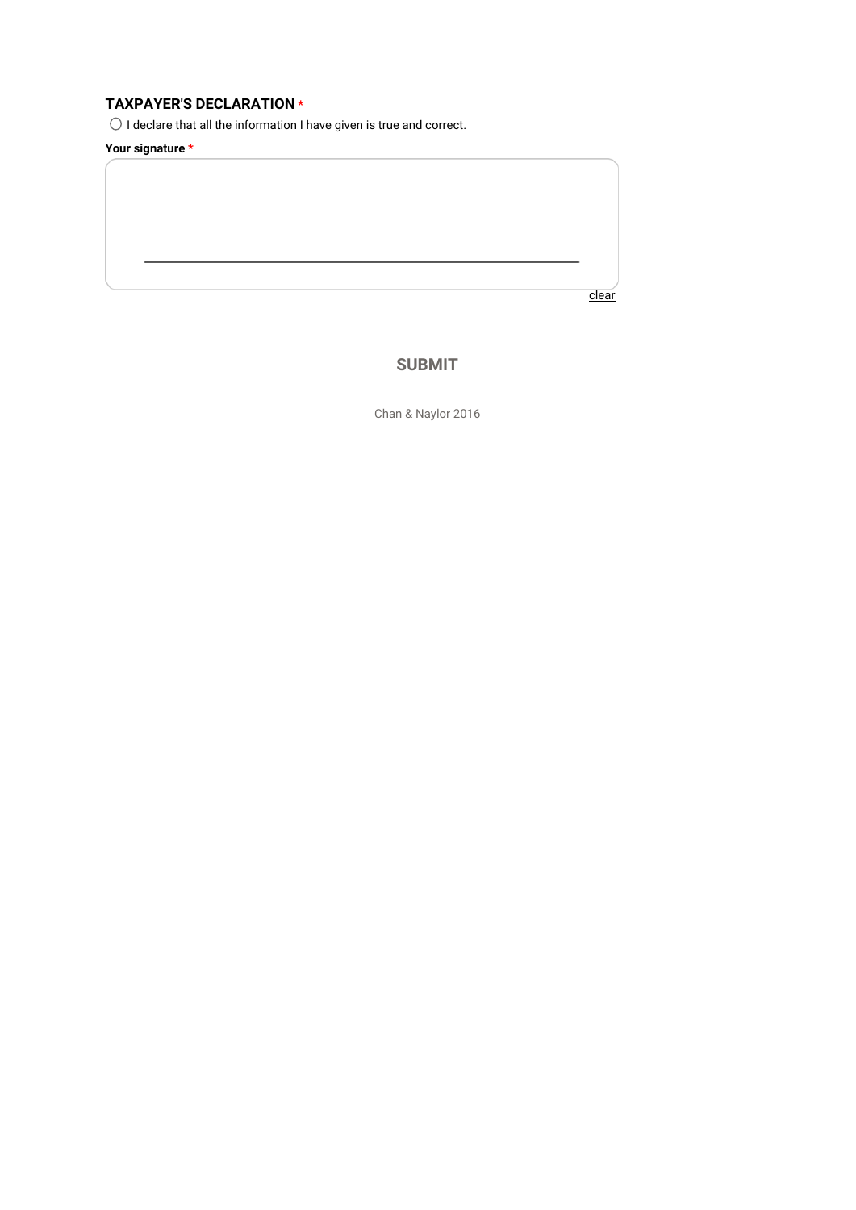**TAXPAYER'S DECLARATION** *

○ I declare that all the information I have given is true and correct.

**Your signature** *

clear

**SUBMIT**

Chan & Naylor 2016